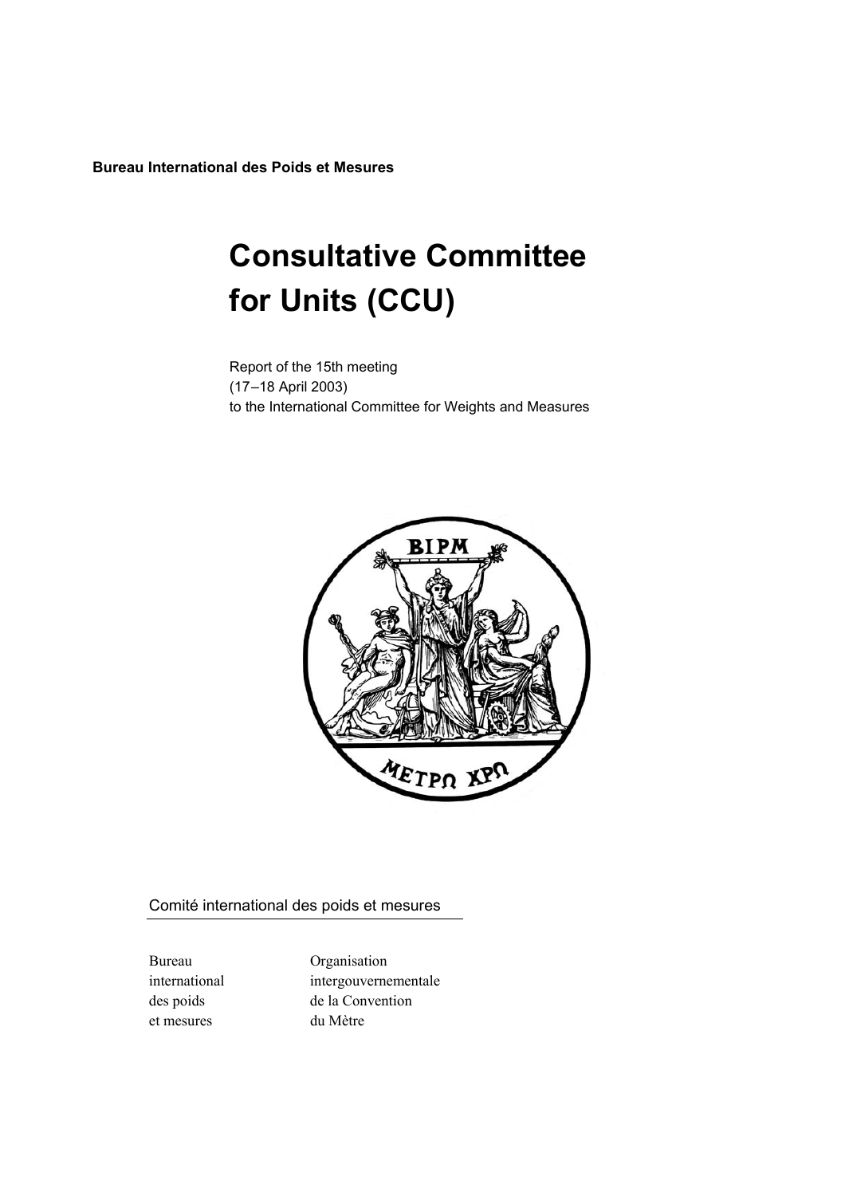**Bureau International des Poids et Mesures**

# Consultative Committee for Units (CCU)

Report of the 15th meeting
(17–18 April 2003)
to the International Committee for Weights and Measures

Comité international des poids et mesures

Bureau
international
des poids
et mesures

Organisation
intergouvernementale
de la Convention
du Mètre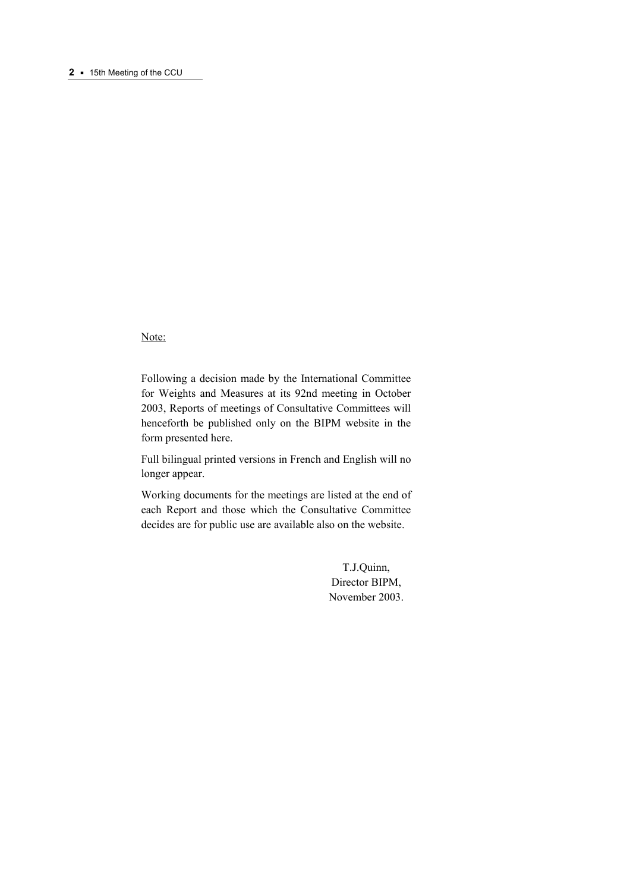Note:

Following a decision made by the International Committee for Weights and Measures at its 92nd meeting in October 2003, Reports of meetings of Consultative Committees will henceforth be published only on the BIPM website in the form presented here.

Full bilingual printed versions in French and English will no longer appear.

Working documents for the meetings are listed at the end of each Report and those which the Consultative Committee decides are for public use are available also on the website.

T.J.Quinn,
Director BIPM,
November 2003.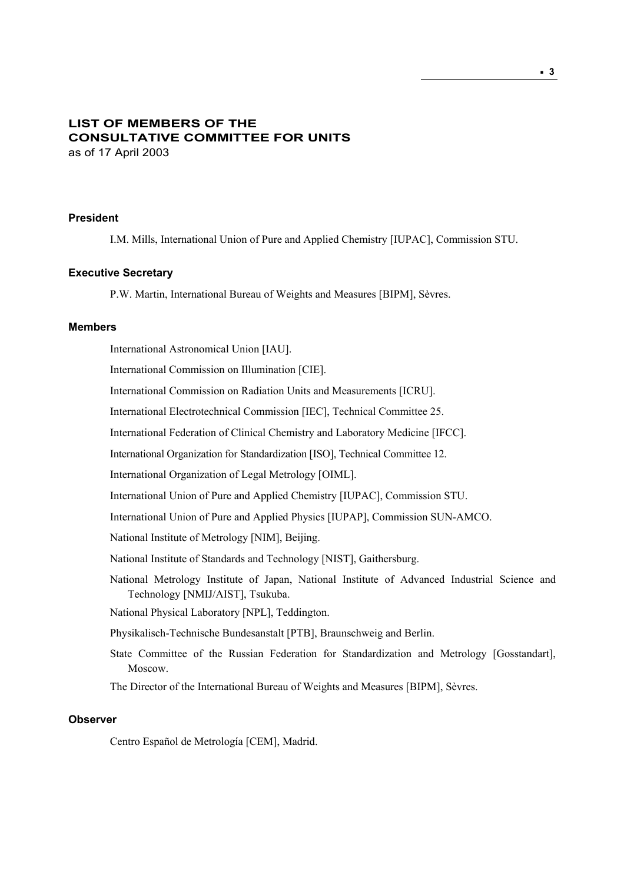# LIST OF MEMBERS OF THE CONSULTATIVE COMMITTEE FOR UNITS

as of 17 April 2003

## President

I.M. Mills, International Union of Pure and Applied Chemistry [IUPAC], Commission STU.

## Executive Secretary

P.W. Martin, International Bureau of Weights and Measures [BIPM], Sèvres.

## Members

International Astronomical Union [IAU].

International Commission on Illumination [CIE].

International Commission on Radiation Units and Measurements [ICRU].

International Electrotechnical Commission [IEC], Technical Committee 25.

International Federation of Clinical Chemistry and Laboratory Medicine [IFCC].

International Organization for Standardization [ISO], Technical Committee 12.

International Organization of Legal Metrology [OIML].

International Union of Pure and Applied Chemistry [IUPAC], Commission STU.

International Union of Pure and Applied Physics [IUPAP], Commission SUN-AMCO.

National Institute of Metrology [NIM], Beijing.

National Institute of Standards and Technology [NIST], Gaithersburg.

National Metrology Institute of Japan, National Institute of Advanced Industrial Science and Technology [NMIJ/AIST], Tsukuba.

National Physical Laboratory [NPL], Teddington.

Physikalisch-Technische Bundesanstalt [PTB], Braunschweig and Berlin.

State Committee of the Russian Federation for Standardization and Metrology [Gosstandart], Moscow.

The Director of the International Bureau of Weights and Measures [BIPM], Sèvres.

## Observer

Centro Español de Metrología [CEM], Madrid.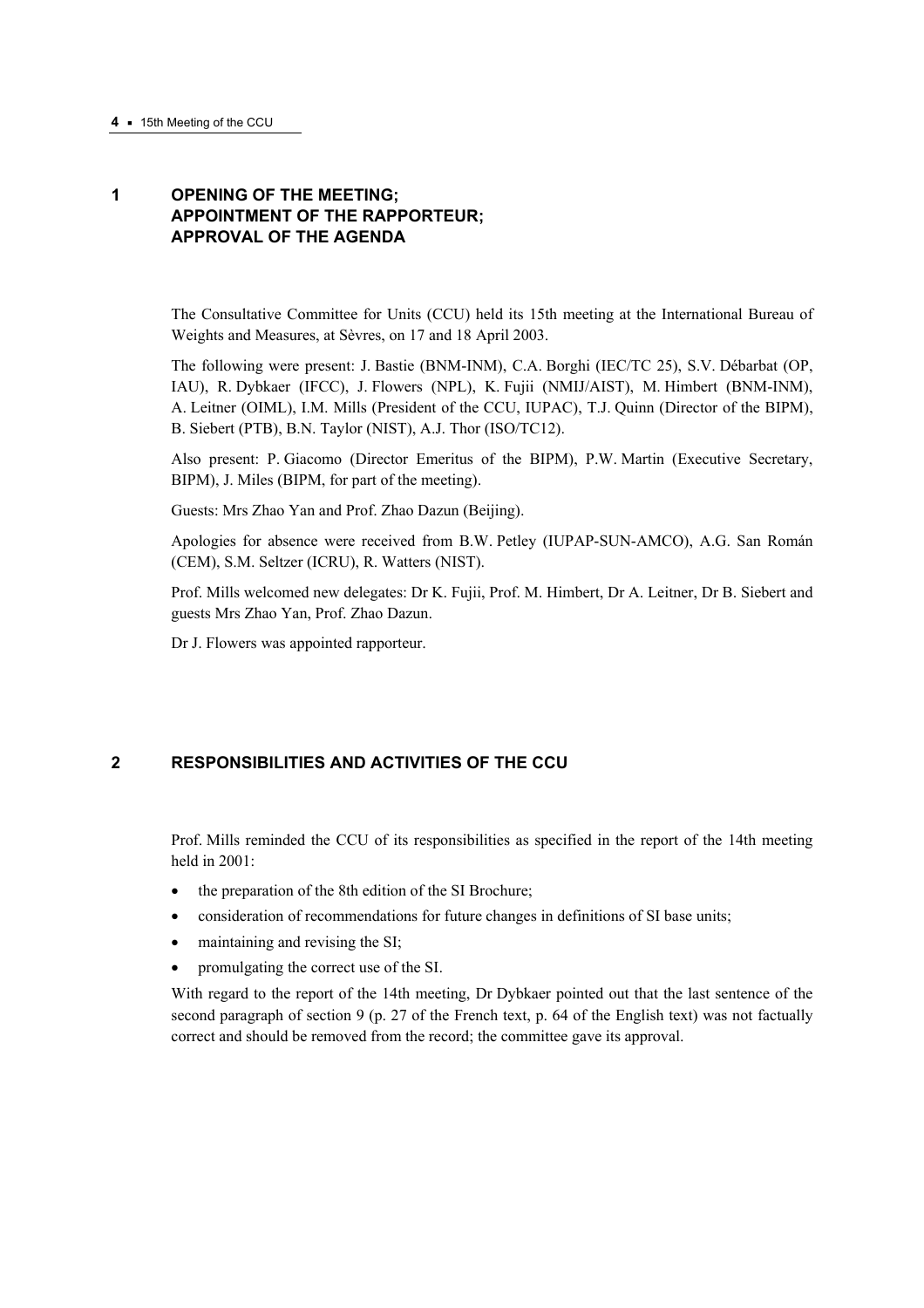## 1 OPENING OF THE MEETING; APPOINTMENT OF THE RAPPORTEUR; APPROVAL OF THE AGENDA

The Consultative Committee for Units (CCU) held its 15th meeting at the International Bureau of Weights and Measures, at Sèvres, on 17 and 18 April 2003.

The following were present: J. Bastie (BNM-INM), C.A. Borghi (IEC/TC 25), S.V. Débarbat (OP, IAU), R. Dybkaer (IFCC), J. Flowers (NPL), K. Fujii (NMIJ/AIST), M. Himbert (BNM-INM), A. Leitner (OIML), I.M. Mills (President of the CCU, IUPAC), T.J. Quinn (Director of the BIPM), B. Siebert (PTB), B.N. Taylor (NIST), A.J. Thor (ISO/TC12).

Also present: P. Giacomo (Director Emeritus of the BIPM), P.W. Martin (Executive Secretary, BIPM), J. Miles (BIPM, for part of the meeting).

Guests: Mrs Zhao Yan and Prof. Zhao Dazun (Beijing).

Apologies for absence were received from B.W. Petley (IUPAP-SUN-AMCO), A.G. San Román (CEM), S.M. Seltzer (ICRU), R. Watters (NIST).

Prof. Mills welcomed new delegates: Dr K. Fujii, Prof. M. Himbert, Dr A. Leitner, Dr B. Siebert and guests Mrs Zhao Yan, Prof. Zhao Dazun.

Dr J. Flowers was appointed rapporteur.

## 2 RESPONSIBILITIES AND ACTIVITIES OF THE CCU

Prof. Mills reminded the CCU of its responsibilities as specified in the report of the 14th meeting held in 2001:

- the preparation of the 8th edition of the SI Brochure;
- consideration of recommendations for future changes in definitions of SI base units;
- maintaining and revising the SI;
- promulgating the correct use of the SI.

With regard to the report of the 14th meeting, Dr Dybkaer pointed out that the last sentence of the second paragraph of section 9 (p. 27 of the French text, p. 64 of the English text) was not factually correct and should be removed from the record; the committee gave its approval.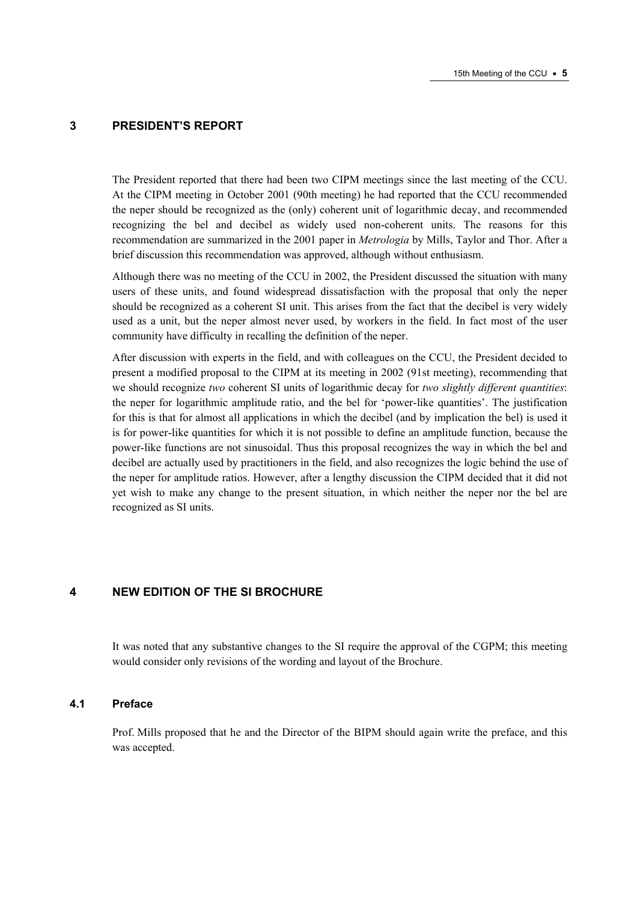## 3 PRESIDENT'S REPORT

The President reported that there had been two CIPM meetings since the last meeting of the CCU. At the CIPM meeting in October 2001 (90th meeting) he had reported that the CCU recommended the neper should be recognized as the (only) coherent unit of logarithmic decay, and recommended recognizing the bel and decibel as widely used non-coherent units. The reasons for this recommendation are summarized in the 2001 paper in *Metrologia* by Mills, Taylor and Thor. After a brief discussion this recommendation was approved, although without enthusiasm.

Although there was no meeting of the CCU in 2002, the President discussed the situation with many users of these units, and found widespread dissatisfaction with the proposal that only the neper should be recognized as a coherent SI unit. This arises from the fact that the decibel is very widely used as a unit, but the neper almost never used, by workers in the field. In fact most of the user community have difficulty in recalling the definition of the neper.

After discussion with experts in the field, and with colleagues on the CCU, the President decided to present a modified proposal to the CIPM at its meeting in 2002 (91st meeting), recommending that we should recognize *two* coherent SI units of logarithmic decay for *two slightly different quantities*: the neper for logarithmic amplitude ratio, and the bel for 'power-like quantities'. The justification for this is that for almost all applications in which the decibel (and by implication the bel) is used it is for power-like quantities for which it is not possible to define an amplitude function, because the power-like functions are not sinusoidal. Thus this proposal recognizes the way in which the bel and decibel are actually used by practitioners in the field, and also recognizes the logic behind the use of the neper for amplitude ratios. However, after a lengthy discussion the CIPM decided that it did not yet wish to make any change to the present situation, in which neither the neper nor the bel are recognized as SI units.

## 4 NEW EDITION OF THE SI BROCHURE

It was noted that any substantive changes to the SI require the approval of the CGPM; this meeting would consider only revisions of the wording and layout of the Brochure.

### 4.1 Preface

Prof. Mills proposed that he and the Director of the BIPM should again write the preface, and this was accepted.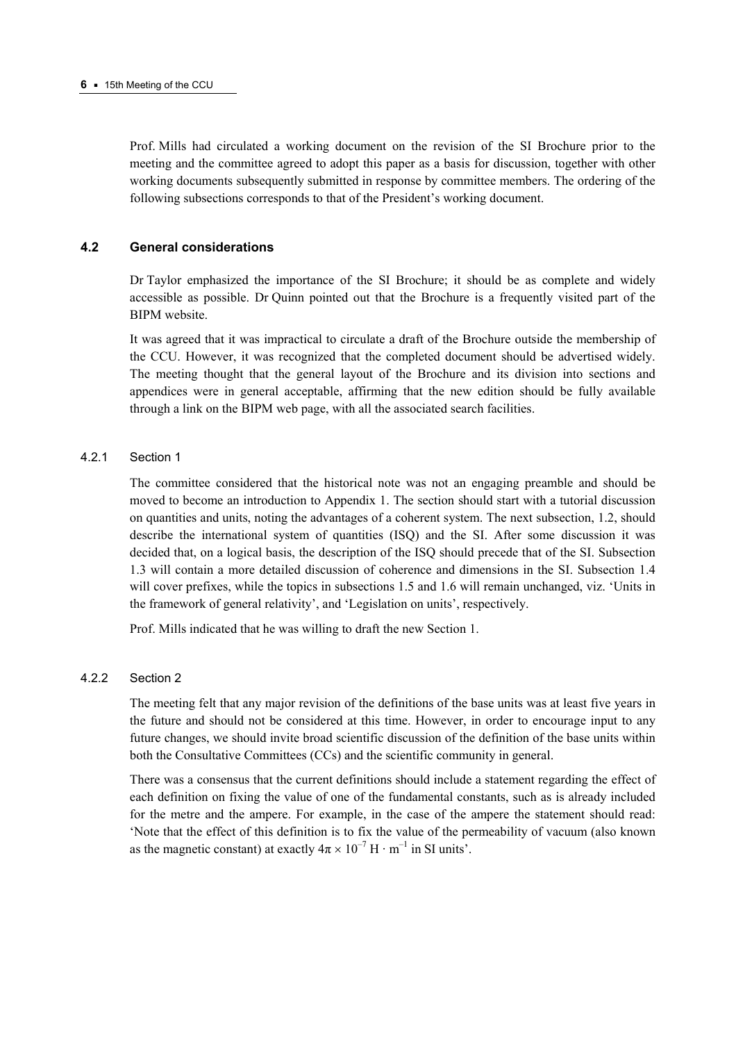Prof. Mills had circulated a working document on the revision of the SI Brochure prior to the meeting and the committee agreed to adopt this paper as a basis for discussion, together with other working documents subsequently submitted in response by committee members. The ordering of the following subsections corresponds to that of the President's working document.

## 4.2 General considerations

Dr Taylor emphasized the importance of the SI Brochure; it should be as complete and widely accessible as possible. Dr Quinn pointed out that the Brochure is a frequently visited part of the BIPM website.

It was agreed that it was impractical to circulate a draft of the Brochure outside the membership of the CCU. However, it was recognized that the completed document should be advertised widely. The meeting thought that the general layout of the Brochure and its division into sections and appendices were in general acceptable, affirming that the new edition should be fully available through a link on the BIPM web page, with all the associated search facilities.

### 4.2.1 Section 1

The committee considered that the historical note was not an engaging preamble and should be moved to become an introduction to Appendix 1. The section should start with a tutorial discussion on quantities and units, noting the advantages of a coherent system. The next subsection, 1.2, should describe the international system of quantities (ISQ) and the SI. After some discussion it was decided that, on a logical basis, the description of the ISQ should precede that of the SI. Subsection 1.3 will contain a more detailed discussion of coherence and dimensions in the SI. Subsection 1.4 will cover prefixes, while the topics in subsections 1.5 and 1.6 will remain unchanged, viz. 'Units in the framework of general relativity', and 'Legislation on units', respectively.

Prof. Mills indicated that he was willing to draft the new Section 1.

### 4.2.2 Section 2

The meeting felt that any major revision of the definitions of the base units was at least five years in the future and should not be considered at this time. However, in order to encourage input to any future changes, we should invite broad scientific discussion of the definition of the base units within both the Consultative Committees (CCs) and the scientific community in general.

There was a consensus that the current definitions should include a statement regarding the effect of each definition on fixing the value of one of the fundamental constants, such as is already included for the metre and the ampere. For example, in the case of the ampere the statement should read: 'Note that the effect of this definition is to fix the value of the permeability of vacuum (also known as the magnetic constant) at exactly $4\pi \times 10^{-7}$ H · m$^{-1}$ in SI units'.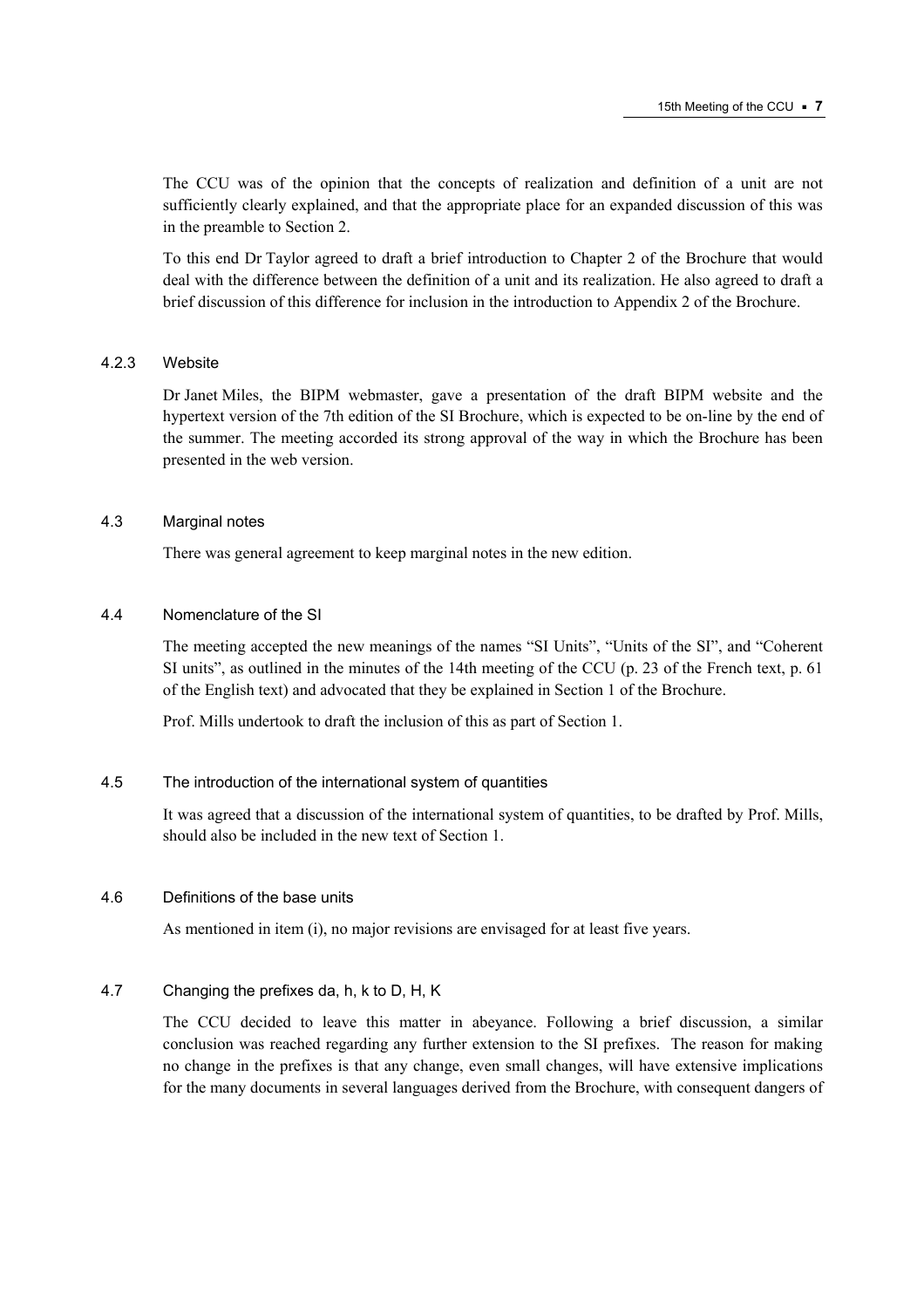The CCU was of the opinion that the concepts of realization and definition of a unit are not sufficiently clearly explained, and that the appropriate place for an expanded discussion of this was in the preamble to Section 2.

To this end Dr Taylor agreed to draft a brief introduction to Chapter 2 of the Brochure that would deal with the difference between the definition of a unit and its realization. He also agreed to draft a brief discussion of this difference for inclusion in the introduction to Appendix 2 of the Brochure.

#### 4.2.3 Website

Dr Janet Miles, the BIPM webmaster, gave a presentation of the draft BIPM website and the hypertext version of the 7th edition of the SI Brochure, which is expected to be on-line by the end of the summer. The meeting accorded its strong approval of the way in which the Brochure has been presented in the web version.

### 4.3 Marginal notes

There was general agreement to keep marginal notes in the new edition.

### 4.4 Nomenclature of the SI

The meeting accepted the new meanings of the names "SI Units", "Units of the SI", and "Coherent SI units", as outlined in the minutes of the 14th meeting of the CCU (p. 23 of the French text, p. 61 of the English text) and advocated that they be explained in Section 1 of the Brochure.

Prof. Mills undertook to draft the inclusion of this as part of Section 1.

### 4.5 The introduction of the international system of quantities

It was agreed that a discussion of the international system of quantities, to be drafted by Prof. Mills, should also be included in the new text of Section 1.

### 4.6 Definitions of the base units

As mentioned in item (i), no major revisions are envisaged for at least five years.

### 4.7 Changing the prefixes da, h, k to D, H, K

The CCU decided to leave this matter in abeyance. Following a brief discussion, a similar conclusion was reached regarding any further extension to the SI prefixes. The reason for making no change in the prefixes is that any change, even small changes, will have extensive implications for the many documents in several languages derived from the Brochure, with consequent dangers of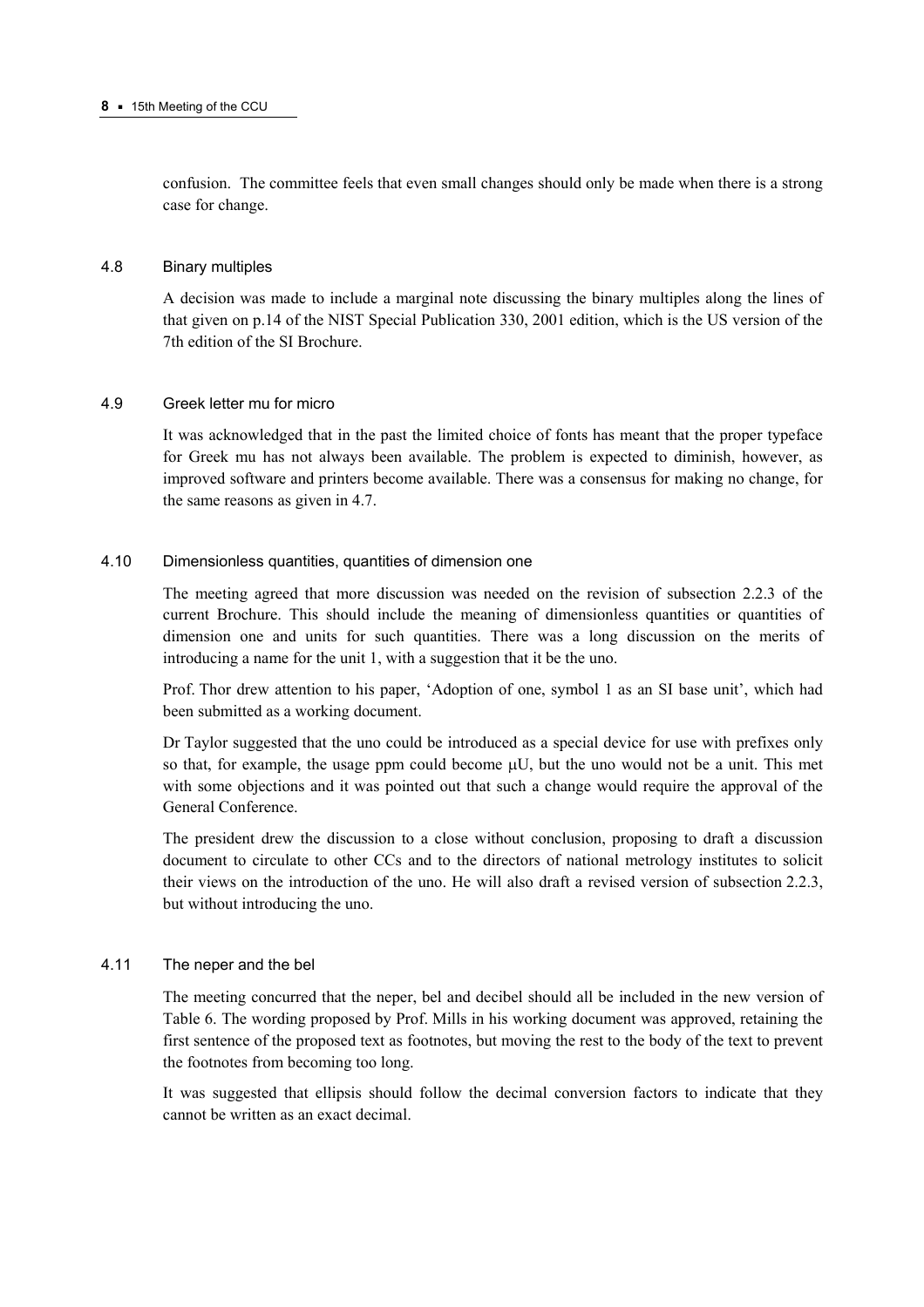confusion. The committee feels that even small changes should only be made when there is a strong case for change.

### 4.8 Binary multiples

A decision was made to include a marginal note discussing the binary multiples along the lines of that given on p.14 of the NIST Special Publication 330, 2001 edition, which is the US version of the 7th edition of the SI Brochure.

### 4.9 Greek letter mu for micro

It was acknowledged that in the past the limited choice of fonts has meant that the proper typeface for Greek mu has not always been available. The problem is expected to diminish, however, as improved software and printers become available. There was a consensus for making no change, for the same reasons as given in 4.7.

### 4.10 Dimensionless quantities, quantities of dimension one

The meeting agreed that more discussion was needed on the revision of subsection 2.2.3 of the current Brochure. This should include the meaning of dimensionless quantities or quantities of dimension one and units for such quantities. There was a long discussion on the merits of introducing a name for the unit 1, with a suggestion that it be the uno.

Prof. Thor drew attention to his paper, 'Adoption of one, symbol 1 as an SI base unit', which had been submitted as a working document.

Dr Taylor suggested that the uno could be introduced as a special device for use with prefixes only so that, for example, the usage ppm could become μU, but the uno would not be a unit. This met with some objections and it was pointed out that such a change would require the approval of the General Conference.

The president drew the discussion to a close without conclusion, proposing to draft a discussion document to circulate to other CCs and to the directors of national metrology institutes to solicit their views on the introduction of the uno. He will also draft a revised version of subsection 2.2.3, but without introducing the uno.

### 4.11 The neper and the bel

The meeting concurred that the neper, bel and decibel should all be included in the new version of Table 6. The wording proposed by Prof. Mills in his working document was approved, retaining the first sentence of the proposed text as footnotes, but moving the rest to the body of the text to prevent the footnotes from becoming too long.

It was suggested that ellipsis should follow the decimal conversion factors to indicate that they cannot be written as an exact decimal.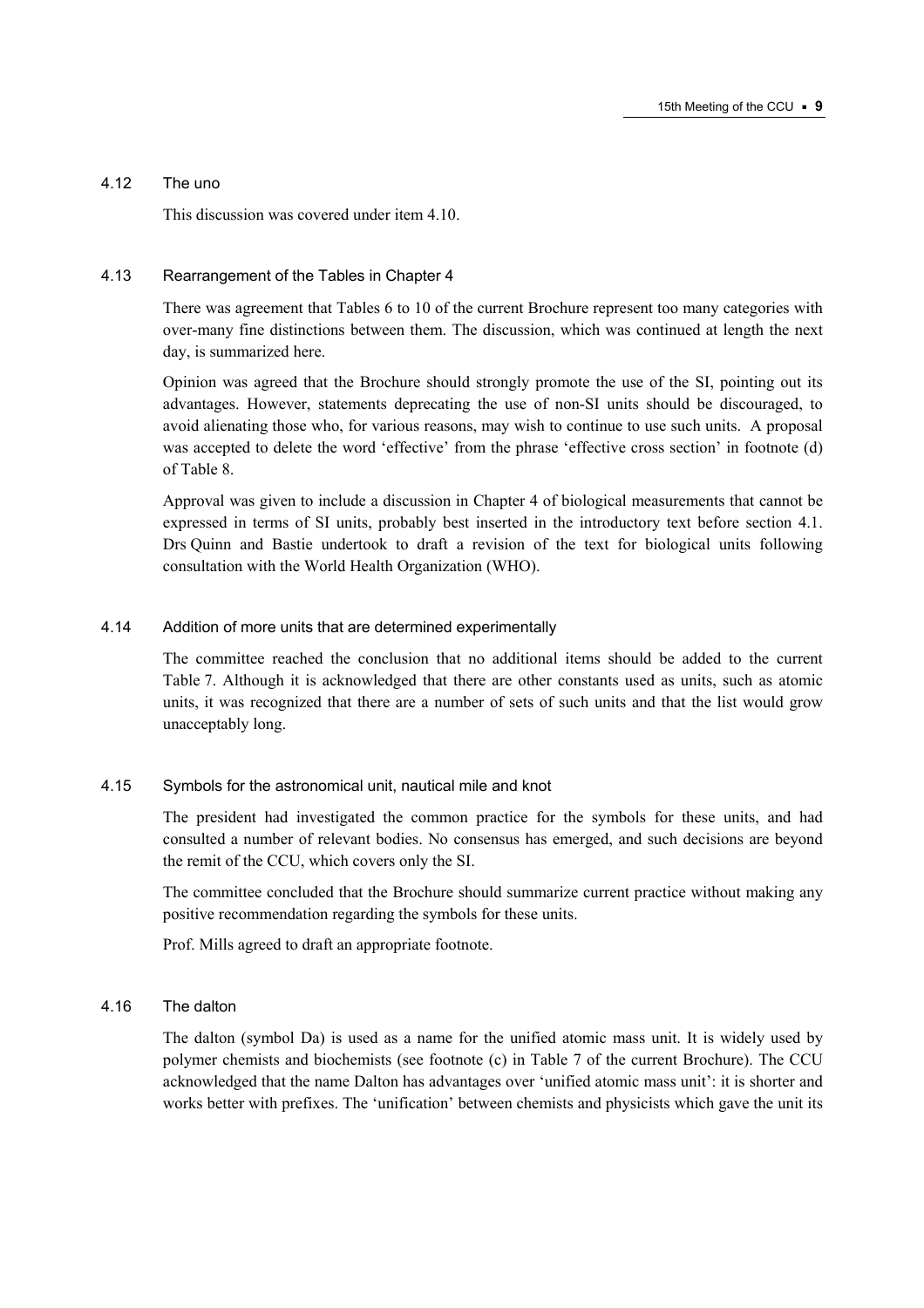### 4.12 The uno

This discussion was covered under item 4.10.

### 4.13 Rearrangement of the Tables in Chapter 4

There was agreement that Tables 6 to 10 of the current Brochure represent too many categories with over-many fine distinctions between them. The discussion, which was continued at length the next day, is summarized here.

Opinion was agreed that the Brochure should strongly promote the use of the SI, pointing out its advantages. However, statements deprecating the use of non-SI units should be discouraged, to avoid alienating those who, for various reasons, may wish to continue to use such units. A proposal was accepted to delete the word 'effective' from the phrase 'effective cross section' in footnote (d) of Table 8.

Approval was given to include a discussion in Chapter 4 of biological measurements that cannot be expressed in terms of SI units, probably best inserted in the introductory text before section 4.1. Drs Quinn and Bastie undertook to draft a revision of the text for biological units following consultation with the World Health Organization (WHO).

### 4.14 Addition of more units that are determined experimentally

The committee reached the conclusion that no additional items should be added to the current Table 7. Although it is acknowledged that there are other constants used as units, such as atomic units, it was recognized that there are a number of sets of such units and that the list would grow unacceptably long.

### 4.15 Symbols for the astronomical unit, nautical mile and knot

The president had investigated the common practice for the symbols for these units, and had consulted a number of relevant bodies. No consensus has emerged, and such decisions are beyond the remit of the CCU, which covers only the SI.

The committee concluded that the Brochure should summarize current practice without making any positive recommendation regarding the symbols for these units.

Prof. Mills agreed to draft an appropriate footnote.

### 4.16 The dalton

The dalton (symbol Da) is used as a name for the unified atomic mass unit. It is widely used by polymer chemists and biochemists (see footnote (c) in Table 7 of the current Brochure). The CCU acknowledged that the name Dalton has advantages over 'unified atomic mass unit': it is shorter and works better with prefixes. The 'unification' between chemists and physicists which gave the unit its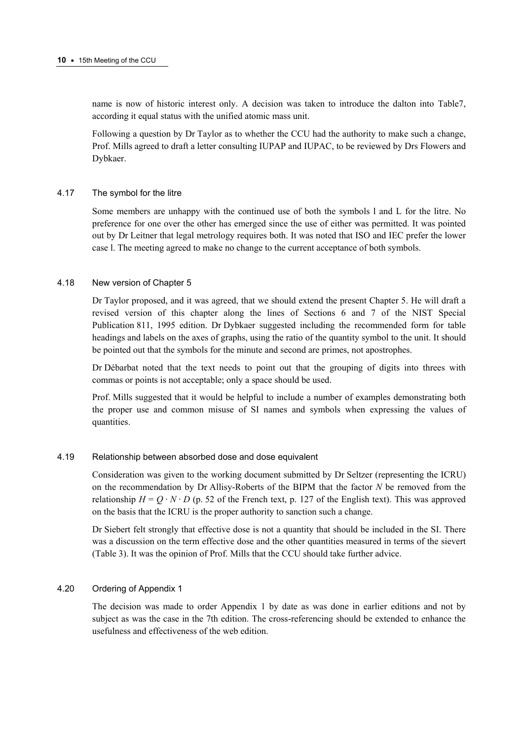name is now of historic interest only. A decision was taken to introduce the dalton into Table7, according it equal status with the unified atomic mass unit.

Following a question by Dr Taylor as to whether the CCU had the authority to make such a change, Prof. Mills agreed to draft a letter consulting IUPAP and IUPAC, to be reviewed by Drs Flowers and Dybkaer.

### 4.17 The symbol for the litre

Some members are unhappy with the continued use of both the symbols l and L for the litre. No preference for one over the other has emerged since the use of either was permitted. It was pointed out by Dr Leitner that legal metrology requires both. It was noted that ISO and IEC prefer the lower case l. The meeting agreed to make no change to the current acceptance of both symbols.

### 4.18 New version of Chapter 5

Dr Taylor proposed, and it was agreed, that we should extend the present Chapter 5. He will draft a revised version of this chapter along the lines of Sections 6 and 7 of the NIST Special Publication 811, 1995 edition. Dr Dybkaer suggested including the recommended form for table headings and labels on the axes of graphs, using the ratio of the quantity symbol to the unit. It should be pointed out that the symbols for the minute and second are primes, not apostrophes.

Dr Débarbat noted that the text needs to point out that the grouping of digits into threes with commas or points is not acceptable; only a space should be used.

Prof. Mills suggested that it would be helpful to include a number of examples demonstrating both the proper use and common misuse of SI names and symbols when expressing the values of quantities.

### 4.19 Relationship between absorbed dose and dose equivalent

Consideration was given to the working document submitted by Dr Seltzer (representing the ICRU) on the recommendation by Dr Allisy-Roberts of the BIPM that the factor $N$ be removed from the relationship $H = Q \cdot N \cdot D$ (p. 52 of the French text, p. 127 of the English text). This was approved on the basis that the ICRU is the proper authority to sanction such a change.

Dr Siebert felt strongly that effective dose is not a quantity that should be included in the SI. There was a discussion on the term effective dose and the other quantities measured in terms of the sievert (Table 3). It was the opinion of Prof. Mills that the CCU should take further advice.

### 4.20 Ordering of Appendix 1

The decision was made to order Appendix 1 by date as was done in earlier editions and not by subject as was the case in the 7th edition. The cross-referencing should be extended to enhance the usefulness and effectiveness of the web edition.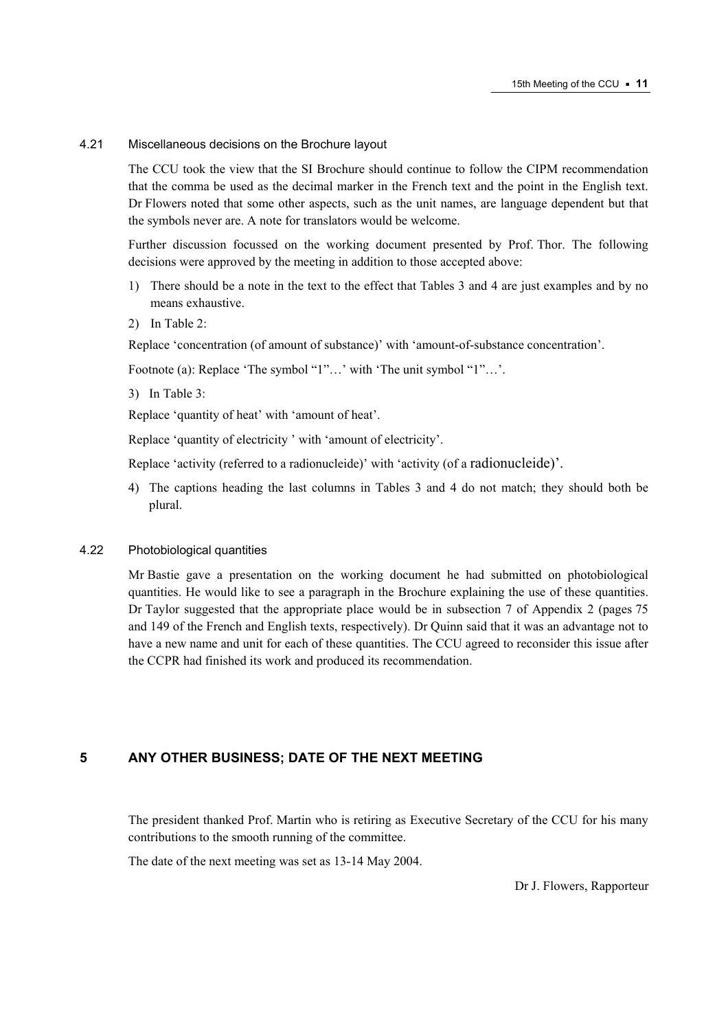### 4.21 Miscellaneous decisions on the Brochure layout

The CCU took the view that the SI Brochure should continue to follow the CIPM recommendation that the comma be used as the decimal marker in the French text and the point in the English text. Dr Flowers noted that some other aspects, such as the unit names, are language dependent but that the symbols never are. A note for translators would be welcome.

Further discussion focussed on the working document presented by Prof. Thor. The following decisions were approved by the meeting in addition to those accepted above:

1) There should be a note in the text to the effect that Tables 3 and 4 are just examples and by no means exhaustive.
2) In Table 2:

Replace 'concentration (of amount of substance)' with 'amount-of-substance concentration'.

Footnote (a): Replace 'The symbol "1"…' with 'The unit symbol "1"…'.

3) In Table 3:

Replace 'quantity of heat' with 'amount of heat'.

Replace 'quantity of electricity ' with 'amount of electricity'.

Replace 'activity (referred to a radionucleide)' with 'activity (of a radionucleide)'.

4) The captions heading the last columns in Tables 3 and 4 do not match; they should both be plural.

### 4.22 Photobiological quantities

Mr Bastie gave a presentation on the working document he had submitted on photobiological quantities. He would like to see a paragraph in the Brochure explaining the use of these quantities. Dr Taylor suggested that the appropriate place would be in subsection 7 of Appendix 2 (pages 75 and 149 of the French and English texts, respectively). Dr Quinn said that it was an advantage not to have a new name and unit for each of these quantities. The CCU agreed to reconsider this issue after the CCPR had finished its work and produced its recommendation.

## 5 ANY OTHER BUSINESS; DATE OF THE NEXT MEETING

The president thanked Prof. Martin who is retiring as Executive Secretary of the CCU for his many contributions to the smooth running of the committee.

The date of the next meeting was set as 13-14 May 2004.

Dr J. Flowers, Rapporteur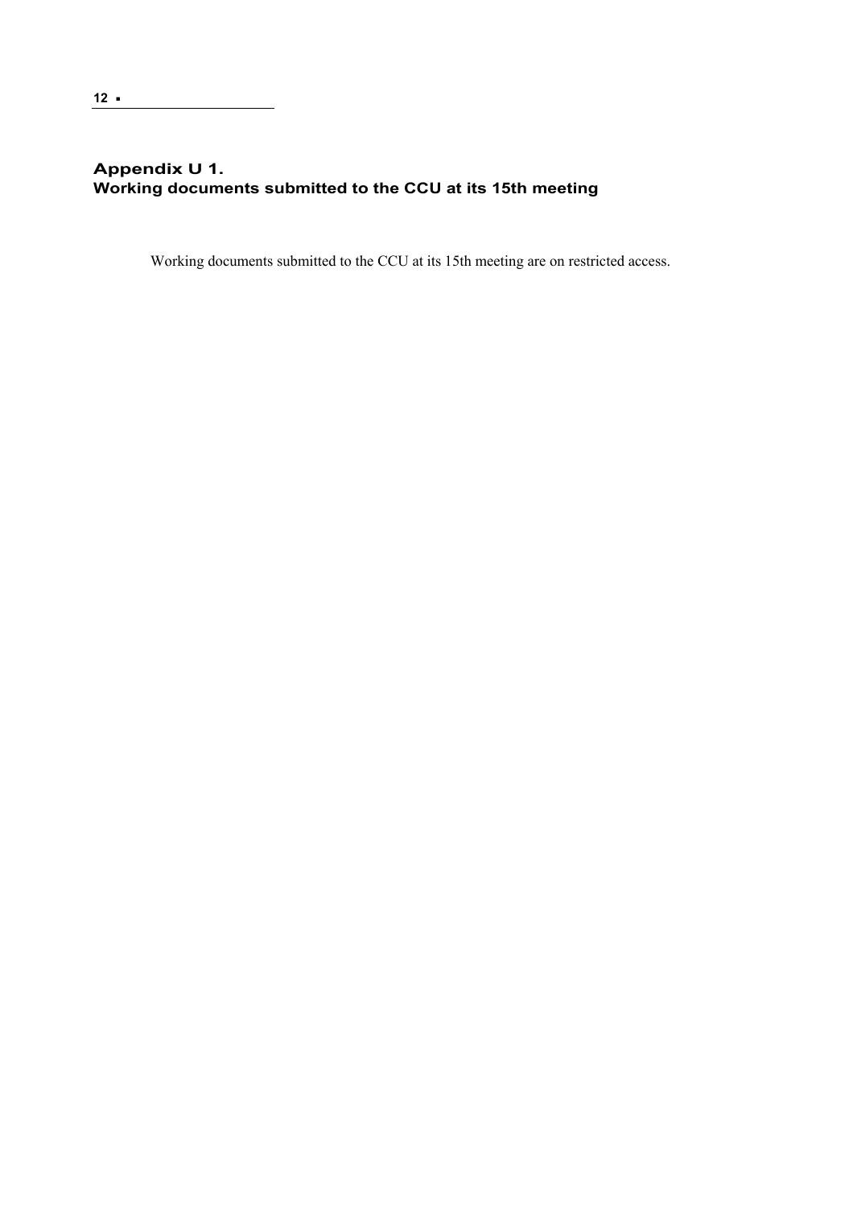## Appendix U 1.
## Working documents submitted to the CCU at its 15th meeting

Working documents submitted to the CCU at its 15th meeting are on restricted access.